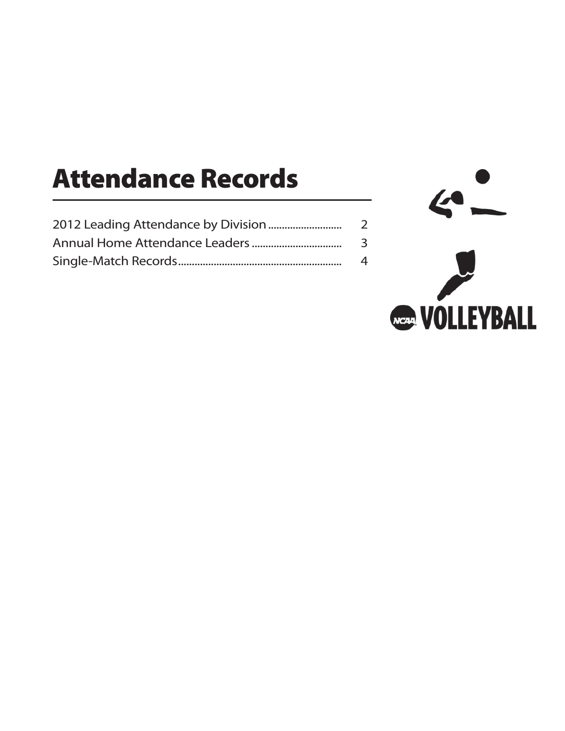# Attendance Records

| | |
|---|---|
| 2012 Leading Attendance by Division | 2 |
| Annual Home Attendance Leaders | 3 |
| Single-Match Records | 4 |

NCAA VOLLEYBALL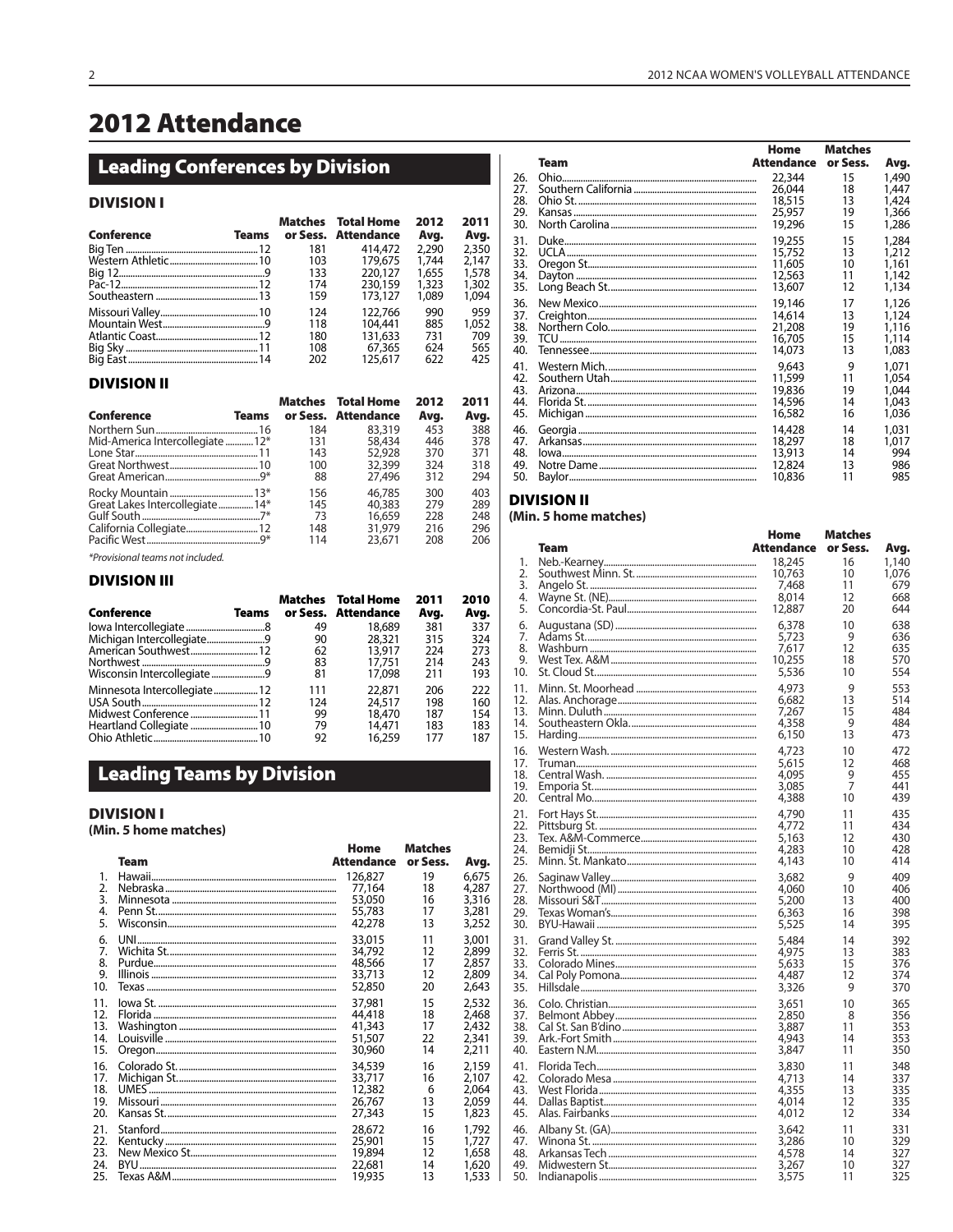# 2012 Attendance

## Leading Conferences by Division

### DIVISION I

| Conference | Teams | Matches or Sess. | Total Home Attendance | 2012 Avg. | 2011 Avg. |
|---|---|---|---|---|---|
| Big Ten | 12 | 181 | 414,472 | 2,290 | 2,350 |
| Western Athletic | 10 | 103 | 179,675 | 1,744 | 2,147 |
| Big 12 | 9 | 133 | 220,127 | 1,655 | 1,578 |
| Pac-12 | 12 | 174 | 230,159 | 1,323 | 1,302 |
| Southeastern | 13 | 159 | 173,127 | 1,089 | 1,094 |
| Missouri Valley | 10 | 124 | 122,766 | 990 | 959 |
| Mountain West | 9 | 118 | 104,441 | 885 | 1,052 |
| Atlantic Coast | 12 | 180 | 131,633 | 731 | 709 |
| Big Sky | 11 | 108 | 67,365 | 624 | 565 |
| Big East | 14 | 202 | 125,617 | 622 | 425 |

### DIVISION II

| Conference | Teams | Matches or Sess. | Total Home Attendance | 2012 Avg. | 2011 Avg. |
|---|---|---|---|---|---|
| Northern Sun | 16 | 184 | 83,319 | 453 | 388 |
| Mid-America Intercollegiate | 12* | 131 | 58,434 | 446 | 378 |
| Lone Star | 11 | 143 | 52,928 | 370 | 371 |
| Great Northwest | 10 | 100 | 32,399 | 324 | 318 |
| Great American | 9* | 88 | 27,496 | 312 | 294 |
| Rocky Mountain | 13* | 156 | 46,785 | 300 | 403 |
| Great Lakes Intercollegiate | 14* | 145 | 40,383 | 279 | 289 |
| Gulf South | 7* | 73 | 16,659 | 228 | 248 |
| California Collegiate | 12 | 148 | 31,979 | 216 | 296 |
| Pacific West | 9* | 114 | 23,671 | 208 | 206 |

*Provisional teams not included.*

### DIVISION III

| Conference | Teams | Matches or Sess. | Total Home Attendance | 2011 Avg. | 2010 Avg. |
|---|---|---|---|---|---|
| Iowa Intercollegiate | 8 | 49 | 18,689 | 381 | 337 |
| Michigan Intercollegiate | 9 | 90 | 28,321 | 315 | 324 |
| American Southwest | 12 | 62 | 13,917 | 224 | 273 |
| Northwest | 9 | 83 | 17,751 | 214 | 243 |
| Wisconsin Intercollegiate | 9 | 81 | 17,098 | 211 | 193 |
| Minnesota Intercollegiate | 12 | 111 | 22,871 | 206 | 222 |
| USA South | 12 | 124 | 24,517 | 198 | 160 |
| Midwest Conference | 11 | 99 | 18,470 | 187 | 154 |
| Heartland Collegiate | 10 | 79 | 14,471 | 183 | 183 |
| Ohio Athletic | 10 | 92 | 16,259 | 177 | 187 |

## Leading Teams by Division

### DIVISION I

**(Min. 5 home matches)**

| | Team | Home Attendance | Matches or Sess. | Avg. |
|---|---|---|---|---|
| 1. | Hawaii | 126,827 | 19 | 6,675 |
| 2. | Nebraska | 77,164 | 18 | 4,287 |
| 3. | Minnesota | 53,050 | 16 | 3,316 |
| 4. | Penn St. | 55,783 | 17 | 3,281 |
| 5. | Wisconsin | 42,278 | 13 | 3,252 |
| 6. | UNI | 33,015 | 11 | 3,001 |
| 7. | Wichita St. | 34,792 | 12 | 2,899 |
| 8. | Purdue | 48,566 | 17 | 2,857 |
| 9. | Illinois | 33,713 | 12 | 2,809 |
| 10. | Texas | 52,850 | 20 | 2,643 |
| 11. | Iowa St. | 37,981 | 15 | 2,532 |
| 12. | Florida | 44,418 | 18 | 2,468 |
| 13. | Washington | 41,343 | 17 | 2,432 |
| 14. | Louisville | 51,507 | 22 | 2,341 |
| 15. | Oregon | 30,960 | 14 | 2,211 |
| 16. | Colorado St. | 34,539 | 16 | 2,159 |
| 17. | Michigan St. | 33,717 | 16 | 2,107 |
| 18. | UMES | 12,382 | 6 | 2,064 |
| 19. | Missouri | 26,767 | 13 | 2,059 |
| 20. | Kansas St. | 27,343 | 15 | 1,823 |
| 21. | Stanford | 28,672 | 16 | 1,792 |
| 22. | Kentucky | 25,901 | 15 | 1,727 |
| 23. | New Mexico St. | 19,894 | 12 | 1,658 |
| 24. | BYU | 22,681 | 14 | 1,620 |
| 25. | Texas A&M | 19,935 | 13 | 1,533 |
| 26. | Ohio | 22,344 | 15 | 1,490 |
| 27. | Southern California | 26,044 | 18 | 1,447 |
| 28. | Ohio St. | 18,515 | 13 | 1,424 |
| 29. | Kansas | 25,957 | 19 | 1,366 |
| 30. | North Carolina | 19,296 | 15 | 1,286 |
| 31. | Duke | 19,255 | 15 | 1,284 |
| 32. | UCLA | 15,752 | 13 | 1,212 |
| 33. | Oregon St. | 11,605 | 10 | 1,161 |
| 34. | Dayton | 12,563 | 11 | 1,142 |
| 35. | Long Beach St. | 13,607 | 12 | 1,134 |
| 36. | New Mexico | 19,146 | 17 | 1,126 |
| 37. | Creighton | 14,614 | 13 | 1,124 |
| 38. | Northern Colo. | 21,208 | 19 | 1,116 |
| 39. | TCU | 16,705 | 15 | 1,114 |
| 40. | Tennessee | 14,073 | 13 | 1,083 |
| 41. | Western Mich. | 9,643 | 9 | 1,071 |
| 42. | Southern Utah | 11,599 | 11 | 1,054 |
| 43. | Arizona | 19,836 | 19 | 1,044 |
| 44. | Florida St. | 14,596 | 14 | 1,043 |
| 45. | Michigan | 16,582 | 16 | 1,036 |
| 46. | Georgia | 14,428 | 14 | 1,031 |
| 47. | Arkansas | 18,297 | 18 | 1,017 |
| 48. | Iowa | 13,913 | 14 | 994 |
| 49. | Notre Dame | 12,824 | 13 | 986 |
| 50. | Baylor | 10,836 | 11 | 985 |

### DIVISION II

**(Min. 5 home matches)**

| | Team | Home Attendance | Matches or Sess. | Avg. |
|---|---|---|---|---|
| 1. | Neb.-Kearney | 18,245 | 16 | 1,140 |
| 2. | Southwest Minn. St. | 10,763 | 10 | 1,076 |
| 3. | Angelo St. | 7,468 | 11 | 679 |
| 4. | Wayne St. (NE) | 8,014 | 12 | 668 |
| 5. | Concordia-St. Paul | 12,887 | 20 | 644 |
| 6. | Augustana (SD) | 6,378 | 10 | 638 |
| 7. | Adams St. | 5,723 | 9 | 636 |
| 8. | Washburn | 7,617 | 12 | 635 |
| 9. | West Tex. A&M | 10,255 | 18 | 570 |
| 10. | St. Cloud St. | 5,536 | 10 | 554 |
| 11. | Minn. St. Moorhead | 4,973 | 9 | 553 |
| 12. | Alas. Anchorage | 6,682 | 13 | 514 |
| 13. | Minn. Duluth | 7,267 | 15 | 484 |
| 14. | Southeastern Okla. | 4,358 | 9 | 484 |
| 15. | Harding | 6,150 | 13 | 473 |
| 16. | Western Wash. | 4,723 | 10 | 472 |
| 17. | Truman | 5,615 | 12 | 468 |
| 18. | Central Wash. | 4,095 | 9 | 455 |
| 19. | Emporia St. | 3,085 | 7 | 441 |
| 20. | Central Mo. | 4,388 | 10 | 439 |
| 21. | Fort Hays St. | 4,790 | 11 | 435 |
| 22. | Pittsburg St. | 4,772 | 11 | 434 |
| 23. | Tex. A&M-Commerce | 5,163 | 12 | 430 |
| 24. | Bemidji St. | 4,283 | 10 | 428 |
| 25. | Minn. St. Mankato | 4,143 | 10 | 414 |
| 26. | Saginaw Valley | 3,682 | 9 | 409 |
| 27. | Northwood (MI) | 4,060 | 10 | 406 |
| 28. | Missouri S&T | 5,200 | 13 | 400 |
| 29. | Texas Woman's | 6,363 | 16 | 398 |
| 30. | BYU-Hawaii | 5,525 | 14 | 395 |
| 31. | Grand Valley St. | 5,484 | 14 | 392 |
| 32. | Ferris St. | 4,975 | 13 | 383 |
| 33. | Colorado Mines | 5,633 | 15 | 376 |
| 34. | Cal Poly Pomona | 4,487 | 12 | 374 |
| 35. | Hillsdale | 3,326 | 9 | 370 |
| 36. | Colo. Christian | 3,651 | 10 | 365 |
| 37. | Belmont Abbey | 2,850 | 8 | 356 |
| 38. | Cal St. San B'dino | 3,887 | 11 | 353 |
| 39. | Ark.-Fort Smith | 4,943 | 14 | 353 |
| 40. | Eastern N.M. | 3,847 | 11 | 350 |
| 41. | Florida Tech | 3,830 | 11 | 348 |
| 42. | Colorado Mesa | 4,713 | 14 | 337 |
| 43. | West Florida | 4,355 | 13 | 335 |
| 44. | Dallas Baptist | 4,014 | 12 | 335 |
| 45. | Alas. Fairbanks | 4,012 | 12 | 334 |
| 46. | Albany St. (GA) | 3,642 | 11 | 331 |
| 47. | Winona St. | 3,286 | 10 | 329 |
| 48. | Arkansas Tech | 4,578 | 14 | 327 |
| 49. | Midwestern St. | 3,267 | 10 | 327 |
| 50. | Indianapolis | 3,575 | 11 | 325 |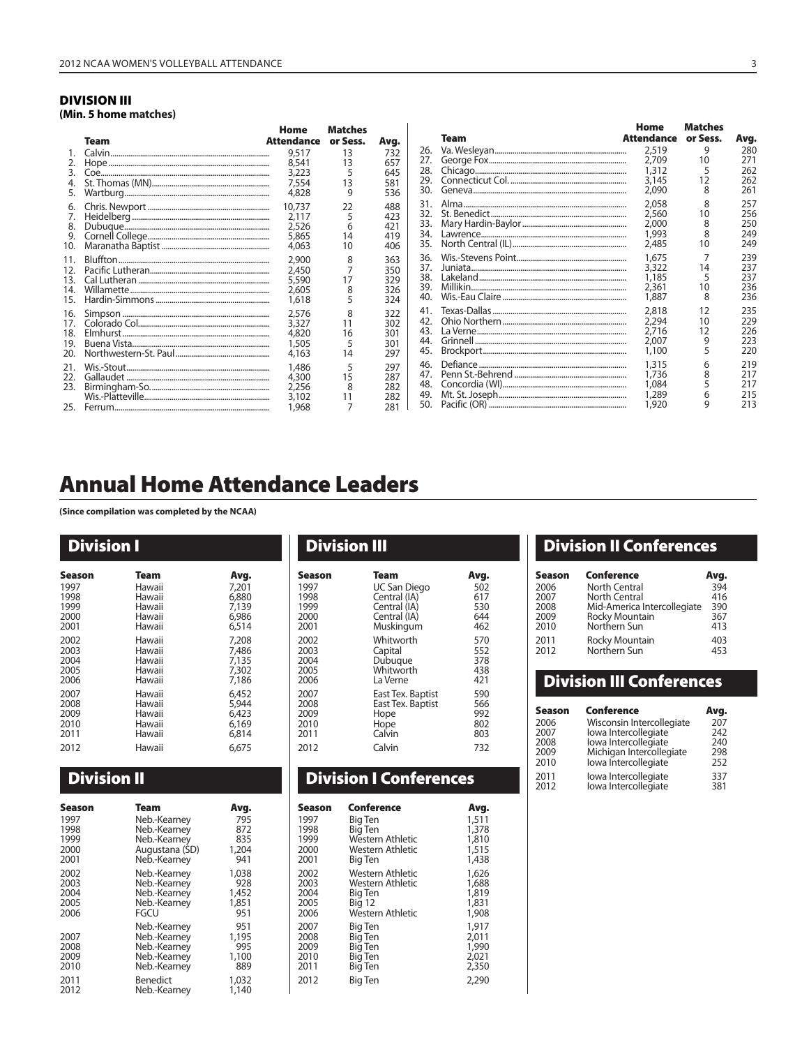### DIVISION III
**(Min. 5 home matches)**

| | Team | Home Attendance | Matches or Sess. | Avg. |
|---|---|---|---|---|
| 1. | Calvin | 9,517 | 13 | 732 |
| 2. | Hope | 8,541 | 13 | 657 |
| 3. | Coe | 3,223 | 5 | 645 |
| 4. | St. Thomas (MN) | 7,554 | 13 | 581 |
| 5. | Wartburg | 4,828 | 9 | 536 |
| 6. | Chris. Newport | 10,737 | 22 | 488 |
| 7. | Heidelberg | 2,117 | 5 | 423 |
| 8. | Dubuque | 2,526 | 6 | 421 |
| 9. | Cornell College | 5,865 | 14 | 419 |
| 10. | Maranatha Baptist | 4,063 | 10 | 406 |
| 11. | Bluffton | 2,900 | 8 | 363 |
| 12. | Pacific Lutheran | 2,450 | 7 | 350 |
| 13. | Cal Lutheran | 5,590 | 17 | 329 |
| 14. | Willamette | 2,605 | 8 | 326 |
| 15. | Hardin-Simmons | 1,618 | 5 | 324 |
| 16. | Simpson | 2,576 | 8 | 322 |
| 17. | Colorado Col. | 3,327 | 11 | 302 |
| 18. | Elmhurst | 4,820 | 16 | 301 |
| 19. | Buena Vista | 1,505 | 5 | 301 |
| 20. | Northwestern-St. Paul | 4,163 | 14 | 297 |
| 21. | Wis.-Stout | 1,486 | 5 | 297 |
| 22. | Gallaudet | 4,300 | 15 | 287 |
| 23. | Birmingham-So. | 2,256 | 8 | 282 |
| | Wis.-Platteville | 3,102 | 11 | 282 |
| 25. | Ferrum | 1,968 | 7 | 281 |
| 26. | Va. Wesleyan | 2,519 | 9 | 280 |
| 27. | George Fox | 2,709 | 10 | 271 |
| 28. | Chicago | 1,312 | 5 | 262 |
| 29. | Connecticut Col. | 3,145 | 12 | 262 |
| 30. | Geneva | 2,090 | 8 | 261 |
| 31. | Alma | 2,058 | 8 | 257 |
| 32. | St. Benedict | 2,560 | 10 | 256 |
| 33. | Mary Hardin-Baylor | 2,000 | 8 | 250 |
| 34. | Lawrence | 1,993 | 8 | 249 |
| 35. | North Central (IL) | 2,485 | 10 | 249 |
| 36. | Wis.-Stevens Point | 1,675 | 7 | 239 |
| 37. | Juniata | 3,322 | 14 | 237 |
| 38. | Lakeland | 1,185 | 5 | 237 |
| 39. | Millikin | 2,361 | 10 | 236 |
| 40. | Wis.-Eau Claire | 1,887 | 8 | 236 |
| 41. | Texas-Dallas | 2,818 | 12 | 235 |
| 42. | Ohio Northern | 2,294 | 10 | 229 |
| 43. | La Verne | 2,716 | 12 | 226 |
| 44. | Grinnell | 2,007 | 9 | 223 |
| 45. | Brockport | 1,100 | 5 | 220 |
| 46. | Defiance | 1,315 | 6 | 219 |
| 47. | Penn St.-Behrend | 1,736 | 8 | 217 |
| 48. | Concordia (WI) | 1,084 | 5 | 217 |
| 49. | Mt. St. Joseph | 1,289 | 6 | 215 |
| 50. | Pacific (OR) | 1,920 | 9 | 213 |

# Annual Home Attendance Leaders

**(Since compilation was completed by the NCAA)**

## Division I

| Season | Team | Avg. |
|---|---|---|
| 1997 | Hawaii | 7,201 |
| 1998 | Hawaii | 6,880 |
| 1999 | Hawaii | 7,139 |
| 2000 | Hawaii | 6,986 |
| 2001 | Hawaii | 6,514 |
| 2002 | Hawaii | 7,208 |
| 2003 | Hawaii | 7,486 |
| 2004 | Hawaii | 7,135 |
| 2005 | Hawaii | 7,302 |
| 2006 | Hawaii | 7,186 |
| 2007 | Hawaii | 6,452 |
| 2008 | Hawaii | 5,944 |
| 2009 | Hawaii | 6,423 |
| 2010 | Hawaii | 6,169 |
| 2011 | Hawaii | 6,814 |
| 2012 | Hawaii | 6,675 |

## Division II

| Season | Team | Avg. |
|---|---|---|
| 1997 | Neb.-Kearney | 795 |
| 1998 | Neb.-Kearney | 872 |
| 1999 | Neb.-Kearney | 835 |
| 2000 | Augustana (SD) | 1,204 |
| 2001 | Neb.-Kearney | 941 |
| 2002 | Neb.-Kearney | 1,038 |
| 2003 | Neb.-Kearney | 928 |
| 2004 | Neb.-Kearney | 1,452 |
| 2005 | Neb.-Kearney | 1,851 |
| 2006 | FGCU | 951 |
| | Neb.-Kearney | 951 |
| 2007 | Neb.-Kearney | 1,195 |
| 2008 | Neb.-Kearney | 995 |
| 2009 | Neb.-Kearney | 1,100 |
| 2010 | Neb.-Kearney | 889 |
| 2011 | Benedict | 1,032 |
| 2012 | Neb.-Kearney | 1,140 |

## Division III

| Season | Team | Avg. |
|---|---|---|
| 1997 | UC San Diego | 502 |
| 1998 | Central (IA) | 617 |
| 1999 | Central (IA) | 530 |
| 2000 | Central (IA) | 644 |
| 2001 | Muskingum | 462 |
| 2002 | Whitworth | 570 |
| 2003 | Capital | 552 |
| 2004 | Dubuque | 378 |
| 2005 | Whitworth | 438 |
| 2006 | La Verne | 421 |
| 2007 | East Tex. Baptist | 590 |
| 2008 | East Tex. Baptist | 566 |
| 2009 | Hope | 992 |
| 2010 | Hope | 802 |
| 2011 | Calvin | 803 |
| 2012 | Calvin | 732 |

## Division I Conferences

| Season | Conference | Avg. |
|---|---|---|
| 1997 | Big Ten | 1,511 |
| 1998 | Big Ten | 1,378 |
| 1999 | Western Athletic | 1,810 |
| 2000 | Western Athletic | 1,515 |
| 2001 | Big Ten | 1,438 |
| 2002 | Western Athletic | 1,626 |
| 2003 | Western Athletic | 1,688 |
| 2004 | Big Ten | 1,819 |
| 2005 | Big 12 | 1,831 |
| 2006 | Western Athletic | 1,908 |
| 2007 | Big Ten | 1,917 |
| 2008 | Big Ten | 2,011 |
| 2009 | Big Ten | 1,990 |
| 2010 | Big Ten | 2,021 |
| 2011 | Big Ten | 2,350 |
| 2012 | Big Ten | 2,290 |

## Division II Conferences

| Season | Conference | Avg. |
|---|---|---|
| 2006 | North Central | 394 |
| 2007 | North Central | 416 |
| 2008 | Mid-America Intercollegiate | 390 |
| 2009 | Rocky Mountain | 367 |
| 2010 | Northern Sun | 413 |
| 2011 | Rocky Mountain | 403 |
| 2012 | Northern Sun | 453 |

## Division III Conferences

| Season | Conference | Avg. |
|---|---|---|
| 2006 | Wisconsin Intercollegiate | 207 |
| 2007 | Iowa Intercollegiate | 242 |
| 2008 | Iowa Intercollegiate | 240 |
| 2009 | Michigan Intercollegiate | 298 |
| 2010 | Iowa Intercollegiate | 252 |
| 2011 | Iowa Intercollegiate | 337 |
| 2012 | Iowa Intercollegiate | 381 |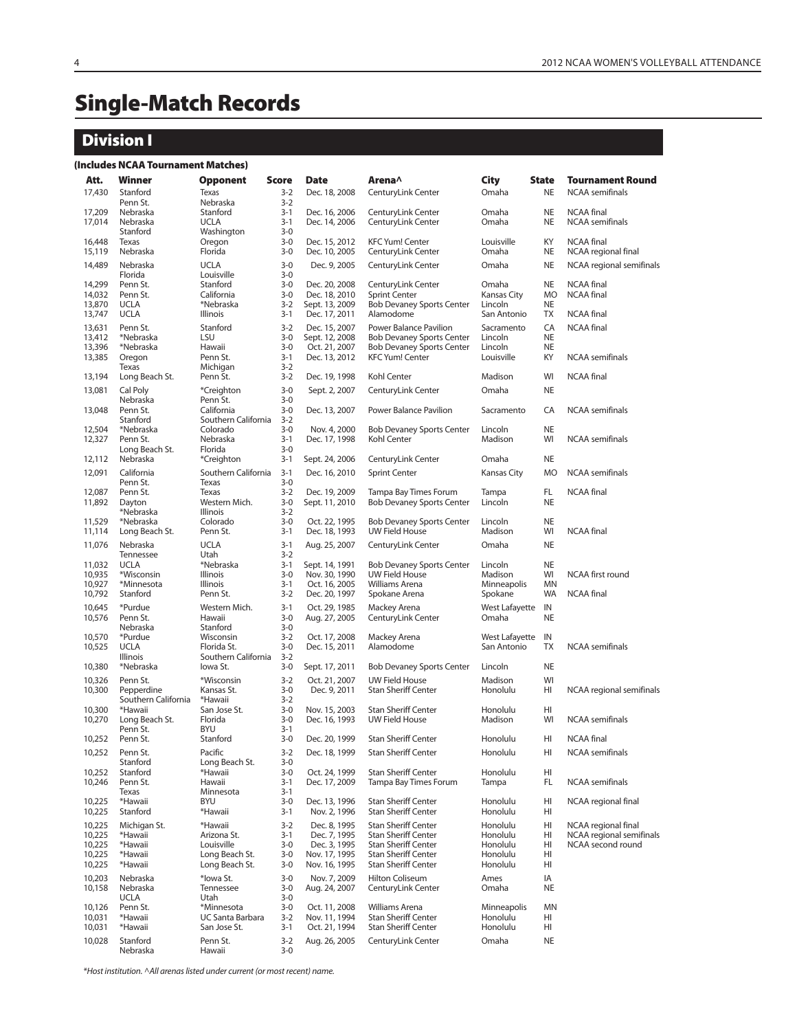# Single-Match Records

## Division I

**(Includes NCAA Tournament Matches)**

| Att. | Winner | Opponent | Score | Date | Arena^ | City | State | Tournament Round |
|---|---|---|---|---|---|---|---|---|
| 17,430 | Stanford | Texas | 3-2 | Dec. 18, 2008 | CenturyLink Center | Omaha | NE | NCAA semifinals |
| | Penn St. | Nebraska | 3-2 | | | | | |
| 17,209 | Nebraska | Stanford | 3-1 | Dec. 16, 2006 | CenturyLink Center | Omaha | NE | NCAA final |
| 17,014 | Nebraska | UCLA | 3-1 | Dec. 14, 2006 | CenturyLink Center | Omaha | NE | NCAA semifinals |
| | Stanford | Washington | 3-0 | | | | | |
| 16,448 | Texas | Oregon | 3-0 | Dec. 15, 2012 | KFC Yum! Center | Louisville | KY | NCAA final |
| 15,119 | Nebraska | Florida | 3-0 | Dec. 10, 2005 | CenturyLink Center | Omaha | NE | NCAA regional final |
| 14,489 | Nebraska | UCLA | 3-0 | Dec. 9, 2005 | CenturyLink Center | Omaha | NE | NCAA regional semifinals |
| | Florida | Louisville | 3-0 | | | | | |
| 14,299 | Penn St. | Stanford | 3-0 | Dec. 20, 2008 | CenturyLink Center | Omaha | NE | NCAA final |
| 14,032 | Penn St. | California | 3-0 | Dec. 18, 2010 | Sprint Center | Kansas City | MO | NCAA final |
| 13,870 | UCLA | *Nebraska | 3-2 | Sept. 13, 2009 | Bob Devaney Sports Center | Lincoln | NE | |
| 13,747 | UCLA | Illinois | 3-1 | Dec. 17, 2011 | Alamodome | San Antonio | TX | NCAA final |
| 13,631 | Penn St. | Stanford | 3-2 | Dec. 15, 2007 | Power Balance Pavilion | Sacramento | CA | NCAA final |
| 13,412 | *Nebraska | LSU | 3-0 | Sept. 12, 2008 | Bob Devaney Sports Center | Lincoln | NE | |
| 13,396 | *Nebraska | Hawaii | 3-0 | Oct. 21, 2007 | Bob Devaney Sports Center | Lincoln | NE | |
| 13,385 | Oregon | Penn St. | 3-1 | Dec. 13, 2012 | KFC Yum! Center | Louisville | KY | NCAA semifinals |
| | Texas | Michigan | 3-2 | | | | | |
| 13,194 | Long Beach St. | Penn St. | 3-2 | Dec. 19, 1998 | Kohl Center | Madison | WI | NCAA final |
| 13,081 | Cal Poly | *Creighton | 3-0 | Sept. 2, 2007 | CenturyLink Center | Omaha | NE | |
| | Nebraska | Penn St. | 3-0 | | | | | |
| 13,048 | Penn St. | California | 3-0 | Dec. 13, 2007 | Power Balance Pavilion | Sacramento | CA | NCAA semifinals |
| | Stanford | Southern California | 3-2 | | | | | |
| 12,504 | *Nebraska | Colorado | 3-0 | Nov. 4, 2000 | Bob Devaney Sports Center | Lincoln | NE | |
| 12,327 | Penn St. | Nebraska | 3-1 | Dec. 17, 1998 | Kohl Center | Madison | WI | NCAA semifinals |
| | Long Beach St. | Florida | 3-0 | | | | | |
| 12,112 | Nebraska | *Creighton | 3-1 | Sept. 24, 2006 | CenturyLink Center | Omaha | NE | |
| 12,091 | California | Southern California | 3-1 | Dec. 16, 2010 | Sprint Center | Kansas City | MO | NCAA semifinals |
| | Penn St. | Texas | 3-0 | | | | | |
| 12,087 | Penn St. | Texas | 3-2 | Dec. 19, 2009 | Tampa Bay Times Forum | Tampa | FL | NCAA final |
| 11,892 | Dayton | Western Mich. | 3-0 | Sept. 11, 2010 | Bob Devaney Sports Center | Lincoln | NE | |
| | *Nebraska | Illinois | 3-2 | | | | | |
| 11,529 | *Nebraska | Colorado | 3-0 | Oct. 22, 1995 | Bob Devaney Sports Center | Lincoln | NE | |
| 11,114 | Long Beach St. | Penn St. | 3-1 | Dec. 18, 1993 | UW Field House | Madison | WI | NCAA final |
| 11,076 | Nebraska | UCLA | 3-1 | Aug. 25, 2007 | CenturyLink Center | Omaha | NE | |
| | Tennessee | Utah | 3-2 | | | | | |
| 11,032 | UCLA | *Nebraska | 3-1 | Sept. 14, 1991 | Bob Devaney Sports Center | Lincoln | NE | |
| 10,935 | *Wisconsin | Illinois | 3-0 | Nov. 30, 1990 | UW Field House | Madison | WI | NCAA first round |
| 10,927 | *Minnesota | Illinois | 3-1 | Oct. 16, 2005 | Williams Arena | Minneapolis | MN | |
| 10,792 | Stanford | Penn St. | 3-2 | Dec. 20, 1997 | Spokane Arena | Spokane | WA | NCAA final |
| 10,645 | *Purdue | Western Mich. | 3-1 | Oct. 29, 1985 | Mackey Arena | West Lafayette | IN | |
| 10,576 | Penn St. | Hawaii | 3-0 | Aug. 27, 2005 | CenturyLink Center | Omaha | NE | |
| | Nebraska | Stanford | 3-0 | | | | | |
| 10,570 | *Purdue | Wisconsin | 3-2 | Oct. 17, 2008 | Mackey Arena | West Lafayette | IN | |
| 10,525 | UCLA | Florida St. | 3-0 | Dec. 15, 2011 | Alamodome | San Antonio | TX | NCAA semifinals |
| | Illinois | Southern California | 3-2 | | | | | |
| 10,380 | *Nebraska | Iowa St. | 3-0 | Sept. 17, 2011 | Bob Devaney Sports Center | Lincoln | NE | |
| 10,326 | Penn St. | *Wisconsin | 3-2 | Oct. 21, 2007 | UW Field House | Madison | WI | |
| 10,300 | Pepperdine | Kansas St. | 3-0 | Dec. 9, 2011 | Stan Sheriff Center | Honolulu | HI | NCAA regional semifinals |
| | Southern California | *Hawaii | 3-2 | | | | | |
| 10,300 | *Hawaii | San Jose St. | 3-0 | Nov. 15, 2003 | Stan Sheriff Center | Honolulu | HI | |
| 10,270 | Long Beach St. | Florida | 3-0 | Dec. 16, 1993 | UW Field House | Madison | WI | NCAA semifinals |
| | Penn St. | BYU | 3-1 | | | | | |
| 10,252 | Penn St. | Stanford | 3-0 | Dec. 20, 1999 | Stan Sheriff Center | Honolulu | HI | NCAA final |
| 10,252 | Penn St. | Pacific | 3-2 | Dec. 18, 1999 | Stan Sheriff Center | Honolulu | HI | NCAA semifinals |
| | Stanford | Long Beach St. | 3-0 | | | | | |
| 10,252 | Stanford | *Hawaii | 3-0 | Oct. 24, 1999 | Stan Sheriff Center | Honolulu | HI | |
| 10,246 | Penn St. | Hawaii | 3-1 | Dec. 17, 2009 | Tampa Bay Times Forum | Tampa | FL | NCAA semifinals |
| | Texas | Minnesota | 3-1 | | | | | |
| 10,225 | *Hawaii | BYU | 3-0 | Dec. 13, 1996 | Stan Sheriff Center | Honolulu | HI | NCAA regional final |
| 10,225 | Stanford | *Hawaii | 3-1 | Nov. 2, 1996 | Stan Sheriff Center | Honolulu | HI | |
| 10,225 | Michigan St. | *Hawaii | 3-2 | Dec. 8, 1995 | Stan Sheriff Center | Honolulu | HI | NCAA regional final |
| 10,225 | *Hawaii | Arizona St. | 3-1 | Dec. 7, 1995 | Stan Sheriff Center | Honolulu | HI | NCAA regional semifinals |
| 10,225 | *Hawaii | Louisville | 3-0 | Dec. 3, 1995 | Stan Sheriff Center | Honolulu | HI | NCAA second round |
| 10,225 | *Hawaii | Long Beach St. | 3-0 | Nov. 17, 1995 | Stan Sheriff Center | Honolulu | HI | |
| 10,225 | *Hawaii | Long Beach St. | 3-0 | Nov. 16, 1995 | Stan Sheriff Center | Honolulu | HI | |
| 10,203 | Nebraska | *Iowa St. | 3-0 | Nov. 7, 2009 | Hilton Coliseum | Ames | IA | |
| 10,158 | Nebraska | Tennessee | 3-0 | Aug. 24, 2007 | CenturyLink Center | Omaha | NE | |
| | UCLA | Utah | 3-0 | | | | | |
| 10,126 | Penn St. | *Minnesota | 3-0 | Oct. 11, 2008 | Williams Arena | Minneapolis | MN | |
| 10,031 | *Hawaii | UC Santa Barbara | 3-2 | Nov. 11, 1994 | Stan Sheriff Center | Honolulu | HI | |
| 10,031 | *Hawaii | San Jose St. | 3-1 | Oct. 21, 1994 | Stan Sheriff Center | Honolulu | HI | |
| 10,028 | Stanford | Penn St. | 3-2 | Aug. 26, 2005 | CenturyLink Center | Omaha | NE | |
| | Nebraska | Hawaii | 3-0 | | | | | |

*\*Host institution. ^All arenas listed under current (or most recent) name.*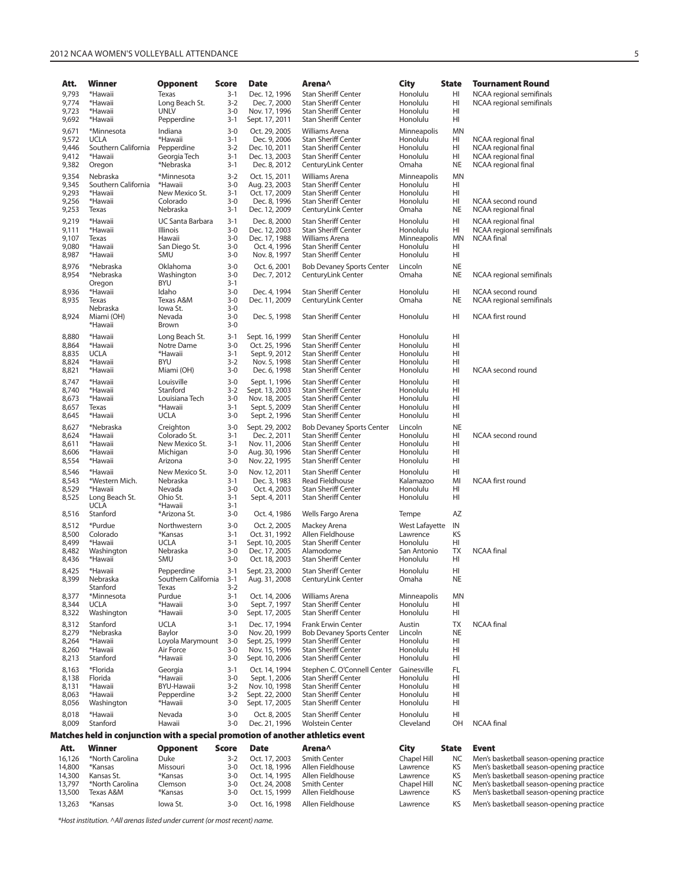| Att. | Winner | Opponent | Score | Date | Arena^ | City | State | Tournament Round |
|---|---|---|---|---|---|---|---|---|
| 9,793 | *Hawaii | Texas | 3-1 | Dec. 12, 1996 | Stan Sheriff Center | Honolulu | HI | NCAA regional semifinals |
| 9,774 | *Hawaii | Long Beach St. | 3-2 | Dec. 7, 2000 | Stan Sheriff Center | Honolulu | HI | NCAA regional semifinals |
| 9,723 | *Hawaii | UNLV | 3-0 | Nov. 17, 1996 | Stan Sheriff Center | Honolulu | HI | |
| 9,692 | *Hawaii | Pepperdine | 3-1 | Sept. 17, 2011 | Stan Sheriff Center | Honolulu | HI | |
| 9,671 | *Minnesota | Indiana | 3-0 | Oct. 29, 2005 | Williams Arena | Minneapolis | MN | |
| 9,572 | UCLA | *Hawaii | 3-1 | Dec. 9, 2006 | Stan Sheriff Center | Honolulu | HI | NCAA regional final |
| 9,446 | Southern California | Pepperdine | 3-2 | Dec. 10, 2011 | Stan Sheriff Center | Honolulu | HI | NCAA regional final |
| 9,412 | *Hawaii | Georgia Tech | 3-1 | Dec. 13, 2003 | Stan Sheriff Center | Honolulu | HI | NCAA regional final |
| 9,382 | Oregon | *Nebraska | 3-1 | Dec. 8, 2012 | CenturyLink Center | Omaha | NE | NCAA regional final |
| 9,354 | Nebraska | *Minnesota | 3-2 | Oct. 15, 2011 | Williams Arena | Minneapolis | MN | |
| 9,345 | Southern California | *Hawaii | 3-0 | Aug. 23, 2003 | Stan Sheriff Center | Honolulu | HI | |
| 9,293 | *Hawaii | New Mexico St. | 3-1 | Oct. 17, 2009 | Stan Sheriff Center | Honolulu | HI | |
| 9,256 | *Hawaii | Colorado | 3-0 | Dec. 8, 1996 | Stan Sheriff Center | Honolulu | HI | NCAA second round |
| 9,253 | Texas | Nebraska | 3-1 | Dec. 12, 2009 | CenturyLink Center | Omaha | NE | NCAA regional final |
| 9,219 | *Hawaii | UC Santa Barbara | 3-1 | Dec. 8, 2000 | Stan Sheriff Center | Honolulu | HI | NCAA regional final |
| 9,111 | *Hawaii | Illinois | 3-0 | Dec. 12, 2003 | Stan Sheriff Center | Honolulu | HI | NCAA regional semifinals |
| 9,107 | Texas | Hawaii | 3-0 | Dec. 17, 1988 | Williams Arena | Minneapolis | MN | NCAA final |
| 9,080 | *Hawaii | San Diego St. | 3-0 | Oct. 4, 1996 | Stan Sheriff Center | Honolulu | HI | |
| 8,987 | *Hawaii | SMU | 3-0 | Nov. 8, 1997 | Stan Sheriff Center | Honolulu | HI | |
| 8,976 | *Nebraska | Oklahoma | 3-0 | Oct. 6, 2001 | Bob Devaney Sports Center | Lincoln | NE | |
| 8,954 | *Nebraska | Washington | 3-0 | Dec. 7, 2012 | CenturyLink Center | Omaha | NE | NCAA regional semifinals |
| | Oregon | BYU | 3-1 | | | | | |
| 8,936 | *Hawaii | Idaho | 3-0 | Dec. 4, 1994 | Stan Sheriff Center | Honolulu | HI | NCAA second round |
| 8,935 | Texas | Texas A&M | 3-0 | Dec. 11, 2009 | CenturyLink Center | Omaha | NE | NCAA regional semifinals |
| | Nebraska | Iowa St. | 3-0 | | | | | |
| 8,924 | Miami (OH) | Nevada | 3-0 | Dec. 5, 1998 | Stan Sheriff Center | Honolulu | HI | NCAA first round |
| | *Hawaii | Brown | 3-0 | | | | | |
| 8,880 | *Hawaii | Long Beach St. | 3-1 | Sept. 16, 1999 | Stan Sheriff Center | Honolulu | HI | |
| 8,864 | *Hawaii | Notre Dame | 3-0 | Oct. 25, 1996 | Stan Sheriff Center | Honolulu | HI | |
| 8,835 | UCLA | *Hawaii | 3-1 | Sept. 9, 2012 | Stan Sheriff Center | Honolulu | HI | |
| 8,824 | *Hawaii | BYU | 3-2 | Nov. 5, 1998 | Stan Sheriff Center | Honolulu | HI | |
| 8,821 | *Hawaii | Miami (OH) | 3-0 | Dec. 6, 1998 | Stan Sheriff Center | Honolulu | HI | NCAA second round |
| 8,747 | *Hawaii | Louisville | 3-0 | Sept. 1, 1996 | Stan Sheriff Center | Honolulu | HI | |
| 8,740 | *Hawaii | Stanford | 3-2 | Sept. 13, 2003 | Stan Sheriff Center | Honolulu | HI | |
| 8,673 | *Hawaii | Louisiana Tech | 3-0 | Nov. 18, 2005 | Stan Sheriff Center | Honolulu | HI | |
| 8,657 | Texas | *Hawaii | 3-1 | Sept. 5, 2009 | Stan Sheriff Center | Honolulu | HI | |
| 8,645 | *Hawaii | UCLA | 3-0 | Sept. 2, 1996 | Stan Sheriff Center | Honolulu | HI | |
| 8,627 | *Nebraska | Creighton | 3-0 | Sept. 29, 2002 | Bob Devaney Sports Center | Lincoln | NE | |
| 8,624 | *Hawaii | Colorado St. | 3-1 | Dec. 2, 2011 | Stan Sheriff Center | Honolulu | HI | NCAA second round |
| 8,611 | *Hawaii | New Mexico St. | 3-1 | Nov. 11, 2006 | Stan Sheriff Center | Honolulu | HI | |
| 8,606 | *Hawaii | Michigan | 3-0 | Aug. 30, 1996 | Stan Sheriff Center | Honolulu | HI | |
| 8,554 | *Hawaii | Arizona | 3-0 | Nov. 22, 1995 | Stan Sheriff Center | Honolulu | HI | |
| 8,546 | *Hawaii | New Mexico St. | 3-0 | Nov. 12, 2011 | Stan Sheriff Center | Honolulu | HI | |
| 8,543 | *Western Mich. | Nebraska | 3-1 | Dec. 3, 1983 | Read Fieldhouse | Kalamazoo | MI | NCAA first round |
| 8,529 | *Hawaii | Nevada | 3-0 | Oct. 4, 2003 | Stan Sheriff Center | Honolulu | HI | |
| 8,525 | Long Beach St. | Ohio St. | 3-1 | Sept. 4, 2011 | Stan Sheriff Center | Honolulu | HI | |
| | UCLA | *Hawaii | 3-1 | | | | | |
| 8,516 | Stanford | *Arizona St. | 3-0 | Oct. 4, 1986 | Wells Fargo Arena | Tempe | AZ | |
| 8,512 | *Purdue | Northwestern | 3-0 | Oct. 2, 2005 | Mackey Arena | West Lafayette | IN | |
| 8,500 | Colorado | *Kansas | 3-1 | Oct. 31, 1992 | Allen Fieldhouse | Lawrence | KS | |
| 8,499 | *Hawaii | UCLA | 3-1 | Sept. 10, 2005 | Stan Sheriff Center | Honolulu | HI | |
| 8,482 | Washington | Nebraska | 3-0 | Dec. 17, 2005 | Alamodome | San Antonio | TX | NCAA final |
| 8,436 | *Hawaii | SMU | 3-0 | Oct. 18, 2003 | Stan Sheriff Center | Honolulu | HI | |
| 8,425 | *Hawaii | Pepperdine | 3-1 | Sept. 23, 2000 | Stan Sheriff Center | Honolulu | HI | |
| 8,399 | Nebraska | Southern California | 3-1 | Aug. 31, 2008 | CenturyLink Center | Omaha | NE | |
| | Stanford | Texas | 3-2 | | | | | |
| 8,377 | *Minnesota | Purdue | 3-1 | Oct. 14, 2006 | Williams Arena | Minneapolis | MN | |
| 8,344 | UCLA | *Hawaii | 3-0 | Sept. 7, 1997 | Stan Sheriff Center | Honolulu | HI | |
| 8,322 | Washington | *Hawaii | 3-0 | Sept. 17, 2005 | Stan Sheriff Center | Honolulu | HI | |
| 8,312 | Stanford | UCLA | 3-1 | Dec. 17, 1994 | Frank Erwin Center | Austin | TX | NCAA final |
| 8,279 | *Nebraska | Baylor | 3-0 | Nov. 20, 1999 | Bob Devaney Sports Center | Lincoln | NE | |
| 8,264 | *Hawaii | Loyola Marymount | 3-0 | Sept. 25, 1999 | Stan Sheriff Center | Honolulu | HI | |
| 8,260 | *Hawaii | Air Force | 3-0 | Nov. 15, 1996 | Stan Sheriff Center | Honolulu | HI | |
| 8,213 | Stanford | *Hawaii | 3-0 | Sept. 10, 2006 | Stan Sheriff Center | Honolulu | HI | |
| 8,163 | *Florida | Georgia | 3-1 | Oct. 14, 1994 | Stephen C. O'Connell Center | Gainesville | FL | |
| 8,138 | Florida | *Hawaii | 3-0 | Sept. 1, 2006 | Stan Sheriff Center | Honolulu | HI | |
| 8,131 | *Hawaii | BYU-Hawaii | 3-2 | Nov. 10, 1998 | Stan Sheriff Center | Honolulu | HI | |
| 8,063 | *Hawaii | Pepperdine | 3-2 | Sept. 22, 2000 | Stan Sheriff Center | Honolulu | HI | |
| 8,056 | Washington | *Hawaii | 3-0 | Sept. 17, 2005 | Stan Sheriff Center | Honolulu | HI | |
| 8,018 | *Hawaii | Nevada | 3-0 | Oct. 8, 2005 | Stan Sheriff Center | Honolulu | HI | |
| 8,009 | Stanford | Hawaii | 3-0 | Dec. 21, 1996 | Wolstein Center | Cleveland | OH | NCAA final |

## Matches held in conjunction with a special promotion of another athletics event

| Att. | Winner | Opponent | Score | Date | Arena^ | City | State | Event |
|---|---|---|---|---|---|---|---|---|
| 16,126 | *North Carolina | Duke | 3-2 | Oct. 17, 2003 | Smith Center | Chapel Hill | NC | Men's basketball season-opening practice |
| 14,800 | *Kansas | Missouri | 3-0 | Oct. 18, 1996 | Allen Fieldhouse | Lawrence | KS | Men's basketball season-opening practice |
| 14,300 | Kansas St. | *Kansas | 3-0 | Oct. 14, 1995 | Allen Fieldhouse | Lawrence | KS | Men's basketball season-opening practice |
| 13,797 | *North Carolina | Clemson | 3-0 | Oct. 24, 2008 | Smith Center | Chapel Hill | NC | Men's basketball season-opening practice |
| 13,500 | Texas A&M | *Kansas | 3-0 | Oct. 15, 1999 | Allen Fieldhouse | Lawrence | KS | Men's basketball season-opening practice |
| 13,263 | *Kansas | Iowa St. | 3-0 | Oct. 16, 1998 | Allen Fieldhouse | Lawrence | KS | Men's basketball season-opening practice |

*\*Host institution. ^All arenas listed under current (or most recent) name.*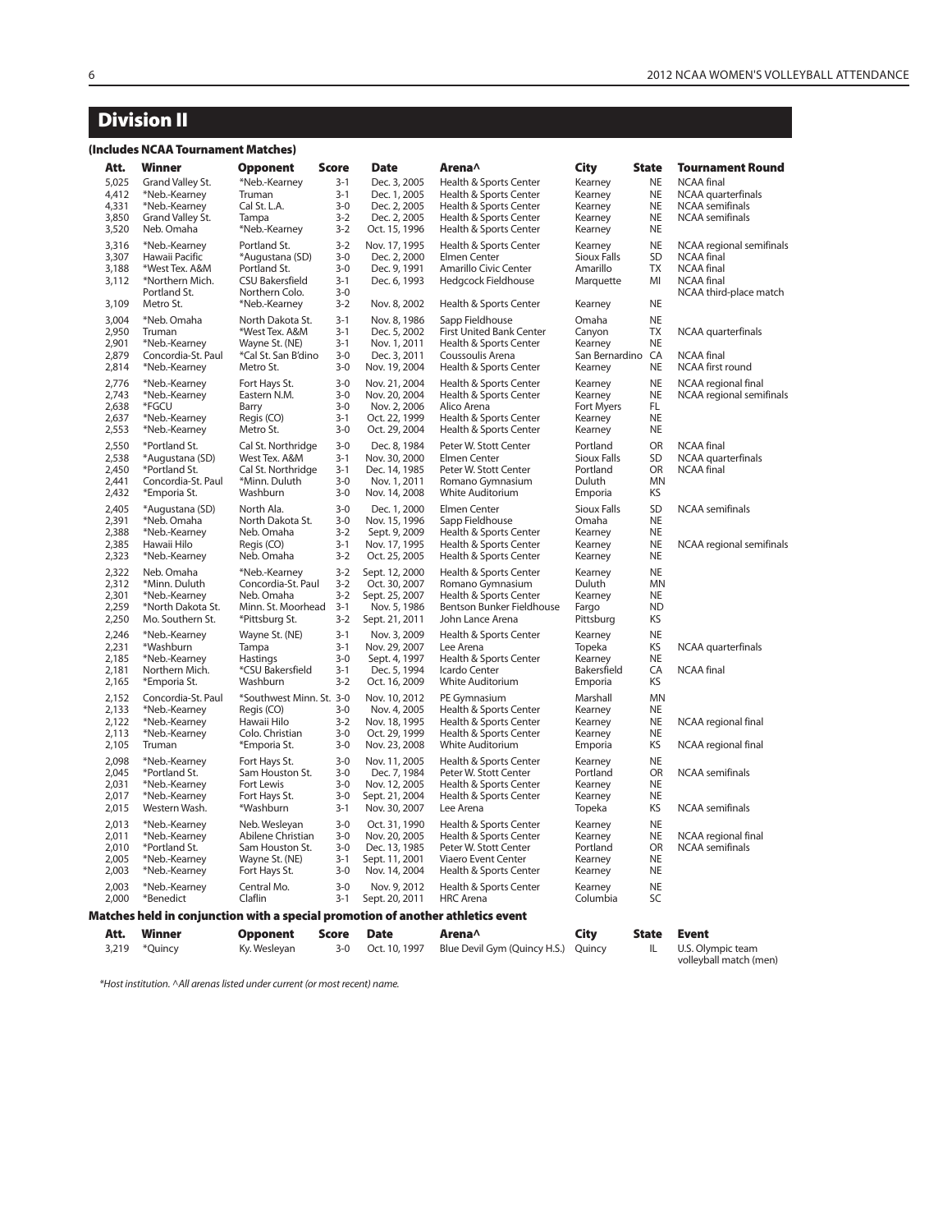# Division II

### (Includes NCAA Tournament Matches)

| Att. | Winner | Opponent | Score | Date | Arena^ | City | State | Tournament Round |
|---|---|---|---|---|---|---|---|---|
| 5,025 | Grand Valley St. | *Neb.-Kearney | 3-1 | Dec. 3, 2005 | Health & Sports Center | Kearney | NE | NCAA final |
| 4,412 | *Neb.-Kearney | Truman | 3-1 | Dec. 1, 2005 | Health & Sports Center | Kearney | NE | NCAA quarterfinals |
| 4,331 | *Neb.-Kearney | Cal St. L.A. | 3-0 | Dec. 2, 2005 | Health & Sports Center | Kearney | NE | NCAA semifinals |
| 3,850 | Grand Valley St. | Tampa | 3-2 | Dec. 2, 2005 | Health & Sports Center | Kearney | NE | NCAA semifinals |
| 3,520 | Neb. Omaha | *Neb.-Kearney | 3-2 | Oct. 15, 1996 | Health & Sports Center | Kearney | NE | |
| 3,316 | *Neb.-Kearney | Portland St. | 3-2 | Nov. 17, 1995 | Health & Sports Center | Kearney | NE | NCAA regional semifinals |
| 3,307 | Hawaii Pacific | *Augustana (SD) | 3-0 | Dec. 2, 2000 | Elmen Center | Sioux Falls | SD | NCAA final |
| 3,188 | *West Tex. A&M | Portland St. | 3-0 | Dec. 9, 1991 | Amarillo Civic Center | Amarillo | TX | NCAA final |
| 3,112 | *Northern Mich. | CSU Bakersfield | 3-1 | Dec. 6, 1993 | Hedgcock Fieldhouse | Marquette | MI | NCAA final |
| | Portland St. | Northern Colo. | 3-0 | | | | | NCAA third-place match |
| 3,109 | Metro St. | *Neb.-Kearney | 3-2 | Nov. 8, 2002 | Health & Sports Center | Kearney | NE | |
| 3,004 | *Neb. Omaha | North Dakota St. | 3-1 | Nov. 8, 1986 | Sapp Fieldhouse | Omaha | NE | |
| 2,950 | Truman | *West Tex. A&M | 3-1 | Dec. 5, 2002 | First United Bank Center | Canyon | TX | NCAA quarterfinals |
| 2,901 | *Neb.-Kearney | Wayne St. (NE) | 3-1 | Nov. 1, 2011 | Health & Sports Center | Kearney | NE | |
| 2,879 | Concordia-St. Paul | *Cal St. San B'dino | 3-0 | Dec. 3, 2011 | Coussoulis Arena | San Bernardino | CA | NCAA final |
| 2,814 | *Neb.-Kearney | Metro St. | 3-0 | Nov. 19, 2004 | Health & Sports Center | Kearney | NE | NCAA first round |
| 2,776 | *Neb.-Kearney | Fort Hays St. | 3-0 | Nov. 21, 2004 | Health & Sports Center | Kearney | NE | NCAA regional final |
| 2,743 | *Neb.-Kearney | Eastern N.M. | 3-0 | Nov. 20, 2004 | Health & Sports Center | Kearney | NE | NCAA regional semifinals |
| 2,638 | *FGCU | Barry | 3-0 | Nov. 2, 2006 | Alico Arena | Fort Myers | FL | |
| 2,637 | *Neb.-Kearney | Regis (CO) | 3-1 | Oct. 22, 1999 | Health & Sports Center | Kearney | NE | |
| 2,553 | *Neb.-Kearney | Metro St. | 3-0 | Oct. 29, 2004 | Health & Sports Center | Kearney | NE | |
| 2,550 | *Portland St. | Cal St. Northridge | 3-0 | Dec. 8, 1984 | Peter W. Stott Center | Portland | OR | NCAA final |
| 2,538 | *Augustana (SD) | West Tex. A&M | 3-1 | Nov. 30, 2000 | Elmen Center | Sioux Falls | SD | NCAA quarterfinals |
| 2,450 | *Portland St. | Cal St. Northridge | 3-1 | Dec. 14, 1985 | Peter W. Stott Center | Portland | OR | NCAA final |
| 2,441 | Concordia-St. Paul | *Minn. Duluth | 3-0 | Nov. 1, 2011 | Romano Gymnasium | Duluth | MN | |
| 2,432 | *Emporia St. | Washburn | 3-0 | Nov. 14, 2008 | White Auditorium | Emporia | KS | |
| 2,405 | *Augustana (SD) | North Ala. | 3-0 | Dec. 1, 2000 | Elmen Center | Sioux Falls | SD | NCAA semifinals |
| 2,391 | *Neb. Omaha | North Dakota St. | 3-0 | Nov. 15, 1996 | Sapp Fieldhouse | Omaha | NE | |
| 2,388 | *Neb.-Kearney | Neb. Omaha | 3-2 | Sept. 9, 2009 | Health & Sports Center | Kearney | NE | |
| 2,385 | Hawaii Hilo | Regis (CO) | 3-1 | Nov. 17, 1995 | Health & Sports Center | Kearney | NE | NCAA regional semifinals |
| 2,323 | *Neb.-Kearney | Neb. Omaha | 3-2 | Oct. 25, 2005 | Health & Sports Center | Kearney | NE | |
| 2,322 | Neb. Omaha | *Neb.-Kearney | 3-2 | Sept. 12, 2000 | Health & Sports Center | Kearney | NE | |
| 2,312 | *Minn. Duluth | Concordia-St. Paul | 3-2 | Oct. 30, 2007 | Romano Gymnasium | Duluth | MN | |
| 2,301 | *Neb.-Kearney | Neb. Omaha | 3-2 | Sept. 25, 2007 | Health & Sports Center | Kearney | NE | |
| 2,259 | *North Dakota St. | Minn. St. Moorhead | 3-1 | Nov. 5, 1986 | Bentson Bunker Fieldhouse | Fargo | ND | |
| 2,250 | Mo. Southern St. | *Pittsburg St. | 3-2 | Sept. 21, 2011 | John Lance Arena | Pittsburg | KS | |
| 2,246 | *Neb.-Kearney | Wayne St. (NE) | 3-1 | Nov. 3, 2009 | Health & Sports Center | Kearney | NE | |
| 2,231 | *Washburn | Tampa | 3-1 | Nov. 29, 2007 | Lee Arena | Topeka | KS | NCAA quarterfinals |
| 2,185 | *Neb.-Kearney | Hastings | 3-0 | Sept. 4, 1997 | Health & Sports Center | Kearney | NE | |
| 2,181 | Northern Mich. | *CSU Bakersfield | 3-1 | Dec. 5, 1994 | Icardo Center | Bakersfield | CA | NCAA final |
| 2,165 | *Emporia St. | Washburn | 3-2 | Oct. 16, 2009 | White Auditorium | Emporia | KS | |
| 2,152 | Concordia-St. Paul | *Southwest Minn. St. | 3-0 | Nov. 10, 2012 | PE Gymnasium | Marshall | MN | |
| 2,133 | *Neb.-Kearney | Regis (CO) | 3-0 | Nov. 4, 2005 | Health & Sports Center | Kearney | NE | |
| 2,122 | *Neb.-Kearney | Hawaii Hilo | 3-2 | Nov. 18, 1995 | Health & Sports Center | Kearney | NE | NCAA regional final |
| 2,113 | *Neb.-Kearney | Colo. Christian | 3-0 | Oct. 29, 1999 | Health & Sports Center | Kearney | NE | |
| 2,105 | Truman | *Emporia St. | 3-0 | Nov. 23, 2008 | White Auditorium | Emporia | KS | NCAA regional final |
| 2,098 | *Neb.-Kearney | Fort Hays St. | 3-0 | Nov. 11, 2005 | Health & Sports Center | Kearney | NE | |
| 2,045 | *Portland St. | Sam Houston St. | 3-0 | Dec. 7, 1984 | Peter W. Stott Center | Portland | OR | NCAA semifinals |
| 2,031 | *Neb.-Kearney | Fort Lewis | 3-0 | Nov. 12, 2005 | Health & Sports Center | Kearney | NE | |
| 2,017 | *Neb.-Kearney | Fort Hays St. | 3-0 | Sept. 21, 2004 | Health & Sports Center | Kearney | NE | |
| 2,015 | Western Wash. | *Washburn | 3-1 | Nov. 30, 2007 | Lee Arena | Topeka | KS | NCAA semifinals |
| 2,013 | *Neb.-Kearney | Neb. Wesleyan | 3-0 | Oct. 31, 1990 | Health & Sports Center | Kearney | NE | |
| 2,011 | *Neb.-Kearney | Abilene Christian | 3-0 | Nov. 20, 2005 | Health & Sports Center | Kearney | NE | NCAA regional final |
| 2,010 | *Portland St. | Sam Houston St. | 3-0 | Dec. 13, 1985 | Peter W. Stott Center | Portland | OR | NCAA semifinals |
| 2,005 | *Neb.-Kearney | Wayne St. (NE) | 3-1 | Sept. 11, 2001 | Viaero Event Center | Kearney | NE | |
| 2,003 | *Neb.-Kearney | Fort Hays St. | 3-0 | Nov. 14, 2004 | Health & Sports Center | Kearney | NE | |
| 2,003 | *Neb.-Kearney | Central Mo. | 3-0 | Nov. 9, 2012 | Health & Sports Center | Kearney | NE | |
| 2,000 | *Benedict | Claflin | 3-1 | Sept. 20, 2011 | HRC Arena | Columbia | SC | |

### Matches held in conjunction with a special promotion of another athletics event

| Att. | Winner | Opponent | Score | Date | Arena^ | City | State | Event |
|---|---|---|---|---|---|---|---|---|
| 3,219 | *Quincy | Ky. Wesleyan | 3-0 | Oct. 10, 1997 | Blue Devil Gym (Quincy H.S.) | Quincy | IL | U.S. Olympic team volleyball match (men) |

*\*Host institution. ^All arenas listed under current (or most recent) name.*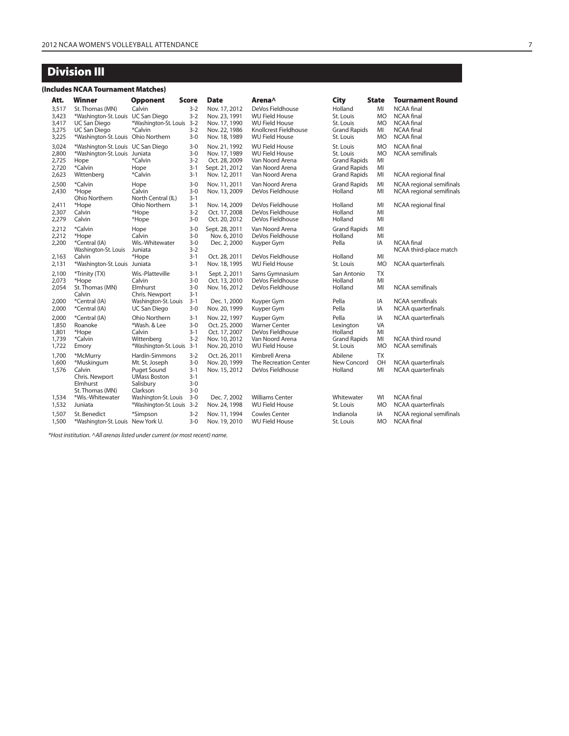# Division III

### (Includes NCAA Tournament Matches)

| Att. | Winner | Opponent | Score | Date | Arena^ | City | State | Tournament Round |
|---|---|---|---|---|---|---|---|---|
| 3,517 | St. Thomas (MN) | Calvin | 3-2 | Nov. 17, 2012 | DeVos Fieldhouse | Holland | MI | NCAA final |
| 3,423 | *Washington-St. Louis | UC San Diego | 3-2 | Nov. 23, 1991 | WU Field House | St. Louis | MO | NCAA final |
| 3,417 | UC San Diego | *Washington-St. Louis | 3-2 | Nov. 17, 1990 | WU Field House | St. Louis | MO | NCAA final |
| 3,275 | UC San Diego | *Calvin | 3-2 | Nov. 22, 1986 | Knollcrest Fieldhouse | Grand Rapids | MI | NCAA final |
| 3,225 | *Washington-St. Louis | Ohio Northern | 3-0 | Nov. 18, 1989 | WU Field House | St. Louis | MO | NCAA final |
| 3,024 | *Washington-St. Louis | UC San Diego | 3-0 | Nov. 21, 1992 | WU Field House | St. Louis | MO | NCAA final |
| 2,800 | *Washington-St. Louis | Juniata | 3-0 | Nov. 17, 1989 | WU Field House | St. Louis | MO | NCAA semifinals |
| 2,725 | Hope | *Calvin | 3-2 | Oct. 28, 2009 | Van Noord Arena | Grand Rapids | MI | |
| 2,720 | *Calvin | Hope | 3-1 | Sept. 21, 2012 | Van Noord Arena | Grand Rapids | MI | |
| 2,623 | Wittenberg | *Calvin | 3-1 | Nov. 12, 2011 | Van Noord Arena | Grand Rapids | MI | NCAA regional final |
| 2,500 | *Calvin | Hope | 3-0 | Nov. 11, 2011 | Van Noord Arena | Grand Rapids | MI | NCAA regional semifinals |
| 2,430 | *Hope | Calvin | 3-0 | Nov. 13, 2009 | DeVos Fieldhouse | Holland | MI | NCAA regional semifinals |
| | Ohio Northern | North Central (IL) | 3-1 | | | | | |
| 2,411 | *Hope | Ohio Northern | 3-1 | Nov. 14, 2009 | DeVos Fieldhouse | Holland | MI | NCAA regional final |
| 2,307 | Calvin | *Hope | 3-2 | Oct. 17, 2008 | DeVos Fieldhouse | Holland | MI | |
| 2,279 | Calvin | *Hope | 3-0 | Oct. 20, 2012 | DeVos Fieldhouse | Holland | MI | |
| 2,212 | *Calvin | Hope | 3-0 | Sept. 28, 2011 | Van Noord Arena | Grand Rapids | MI | |
| 2,212 | *Hope | Calvin | 3-0 | Nov. 6, 2010 | DeVos Fieldhouse | Holland | MI | |
| 2,200 | *Central (IA) | Wis.-Whitewater | 3-0 | Dec. 2, 2000 | Kuyper Gym | Pella | IA | NCAA final |
| | Washington-St. Louis | Juniata | 3-2 | | | | | NCAA third-place match |
| 2,163 | Calvin | *Hope | 3-1 | Oct. 28, 2011 | DeVos Fieldhouse | Holland | MI | |
| 2,131 | *Washington-St. Louis | Juniata | 3-1 | Nov. 18, 1995 | WU Field House | St. Louis | MO | NCAA quarterfinals |
| 2,100 | *Trinity (TX) | Wis.-Platteville | 3-1 | Sept. 2, 2011 | Sams Gymnasium | San Antonio | TX | |
| 2,073 | *Hope | Calvin | 3-0 | Oct. 13, 2010 | DeVos Fieldhouse | Holland | MI | |
| 2,054 | St. Thomas (MN) | Elmhurst | 3-0 | Nov. 16, 2012 | DeVos Fieldhouse | Holland | MI | NCAA semifinals |
| | Calvin | Chris. Newport | 3-1 | | | | | |
| 2,000 | *Central (IA) | Washington-St. Louis | 3-1 | Dec. 1, 2000 | Kuyper Gym | Pella | IA | NCAA semifinals |
| 2,000 | *Central (IA) | UC San Diego | 3-0 | Nov. 20, 1999 | Kuyper Gym | Pella | IA | NCAA quarterfinals |
| 2,000 | *Central (IA) | Ohio Northern | 3-1 | Nov. 22, 1997 | Kuyper Gym | Pella | IA | NCAA quarterfinals |
| 1,850 | Roanoke | *Wash. & Lee | 3-0 | Oct. 25, 2000 | Warner Center | Lexington | VA | |
| 1,801 | *Hope | Calvin | 3-1 | Oct. 17, 2007 | DeVos Fieldhouse | Holland | MI | |
| 1,739 | *Calvin | Wittenberg | 3-2 | Nov. 10, 2012 | Van Noord Arena | Grand Rapids | MI | NCAA third round |
| 1,722 | Emory | *Washington-St. Louis | 3-1 | Nov. 20, 2010 | WU Field House | St. Louis | MO | NCAA semifinals |
| 1,700 | *McMurry | Hardin-Simmons | 3-2 | Oct. 26, 2011 | Kimbrell Arena | Abilene | TX | |
| 1,600 | *Muskingum | Mt. St. Joseph | 3-0 | Nov. 20, 1999 | The Recreation Center | New Concord | OH | NCAA quarterfinals |
| 1,576 | Calvin | Puget Sound | 3-1 | Nov. 15, 2012 | DeVos Fieldhouse | Holland | MI | NCAA quarterfinals |
| | Chris. Newport | UMass Boston | 3-1 | | | | | |
| | Elmhurst | Salisbury | 3-0 | | | | | |
| | St. Thomas (MN) | Clarkson | 3-0 | | | | | |
| 1,534 | *Wis.-Whitewater | Washington-St. Louis | 3-0 | Dec. 7, 2002 | Williams Center | Whitewater | WI | NCAA final |
| 1,532 | Juniata | *Washington-St. Louis | 3-2 | Nov. 24, 1998 | WU Field House | St. Louis | MO | NCAA quarterfinals |
| 1,507 | St. Benedict | *Simpson | 3-2 | Nov. 11, 1994 | Cowles Center | Indianola | IA | NCAA regional semifinals |
| 1,500 | *Washington-St. Louis | New York U. | 3-0 | Nov. 19, 2010 | WU Field House | St. Louis | MO | NCAA final |

*\*Host institution. ^All arenas listed under current (or most recent) name.*